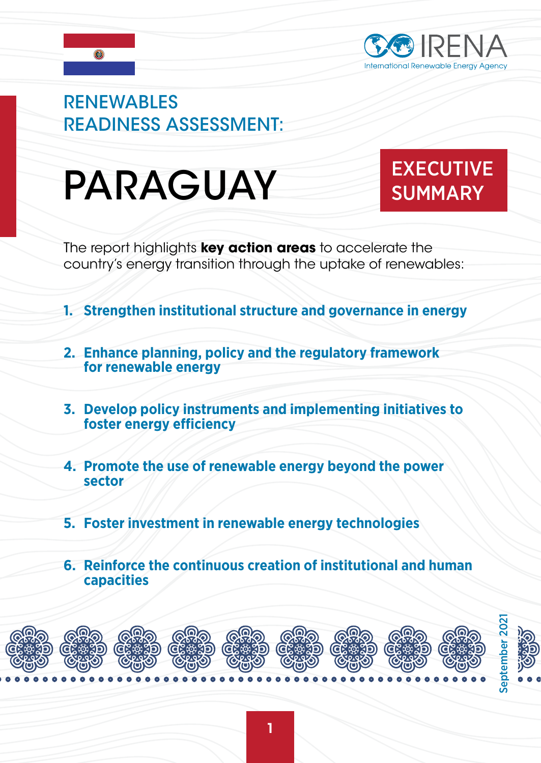IRENA
International Renewable Energy Agency

## RENEWABLES READINESS ASSESSMENT:

# PARAGUAY

## EXECUTIVE SUMMARY

The report highlights **key action areas** to accelerate the country's energy transition through the uptake of renewables:

1. **Strengthen institutional structure and governance in energy**
2. **Enhance planning, policy and the regulatory framework for renewable energy**
3. **Develop policy instruments and implementing initiatives to foster energy efficiency**
4. **Promote the use of renewable energy beyond the power sector**
5. **Foster investment in renewable energy technologies**
6. **Reinforce the continuous creation of institutional and human capacities**

September 2021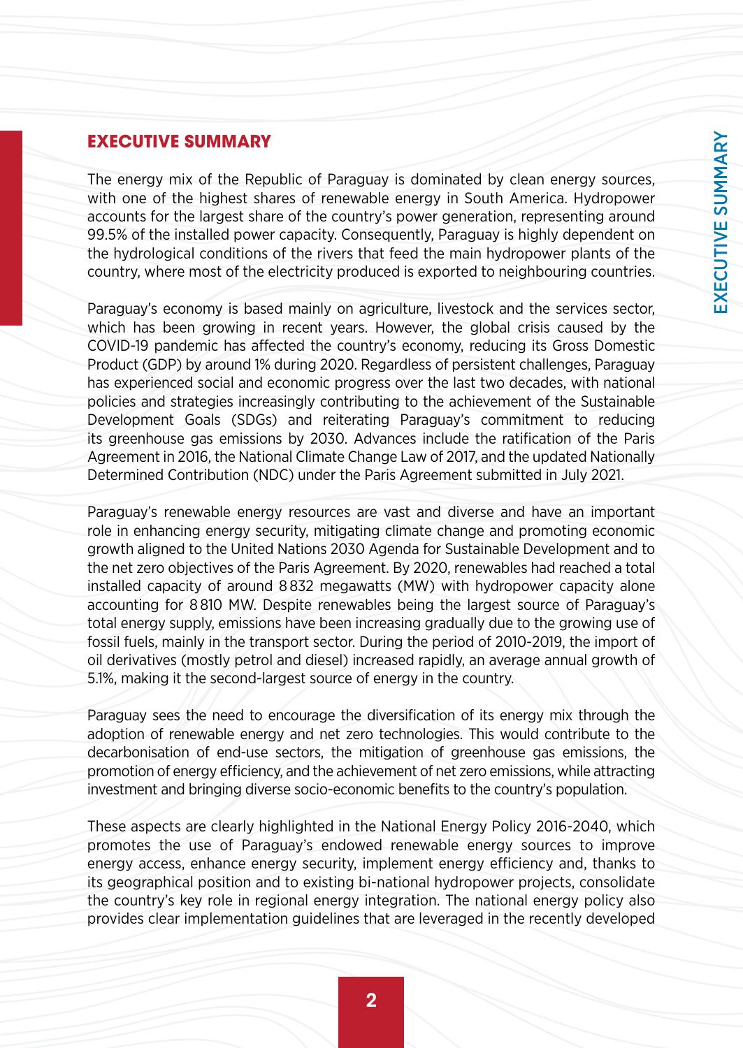## EXECUTIVE SUMMARY

The energy mix of the Republic of Paraguay is dominated by clean energy sources, with one of the highest shares of renewable energy in South America. Hydropower accounts for the largest share of the country's power generation, representing around 99.5% of the installed power capacity. Consequently, Paraguay is highly dependent on the hydrological conditions of the rivers that feed the main hydropower plants of the country, where most of the electricity produced is exported to neighbouring countries.

Paraguay's economy is based mainly on agriculture, livestock and the services sector, which has been growing in recent years. However, the global crisis caused by the COVID-19 pandemic has affected the country's economy, reducing its Gross Domestic Product (GDP) by around 1% during 2020. Regardless of persistent challenges, Paraguay has experienced social and economic progress over the last two decades, with national policies and strategies increasingly contributing to the achievement of the Sustainable Development Goals (SDGs) and reiterating Paraguay's commitment to reducing its greenhouse gas emissions by 2030. Advances include the ratification of the Paris Agreement in 2016, the National Climate Change Law of 2017, and the updated Nationally Determined Contribution (NDC) under the Paris Agreement submitted in July 2021.

Paraguay's renewable energy resources are vast and diverse and have an important role in enhancing energy security, mitigating climate change and promoting economic growth aligned to the United Nations 2030 Agenda for Sustainable Development and to the net zero objectives of the Paris Agreement. By 2020, renewables had reached a total installed capacity of around 8 832 megawatts (MW) with hydropower capacity alone accounting for 8 810 MW. Despite renewables being the largest source of Paraguay's total energy supply, emissions have been increasing gradually due to the growing use of fossil fuels, mainly in the transport sector. During the period of 2010-2019, the import of oil derivatives (mostly petrol and diesel) increased rapidly, an average annual growth of 5.1%, making it the second-largest source of energy in the country.

Paraguay sees the need to encourage the diversification of its energy mix through the adoption of renewable energy and net zero technologies. This would contribute to the decarbonisation of end-use sectors, the mitigation of greenhouse gas emissions, the promotion of energy efficiency, and the achievement of net zero emissions, while attracting investment and bringing diverse socio-economic benefits to the country's population.

These aspects are clearly highlighted in the National Energy Policy 2016-2040, which promotes the use of Paraguay's endowed renewable energy sources to improve energy access, enhance energy security, implement energy efficiency and, thanks to its geographical position and to existing bi-national hydropower projects, consolidate the country's key role in regional energy integration. The national energy policy also provides clear implementation guidelines that are leveraged in the recently developed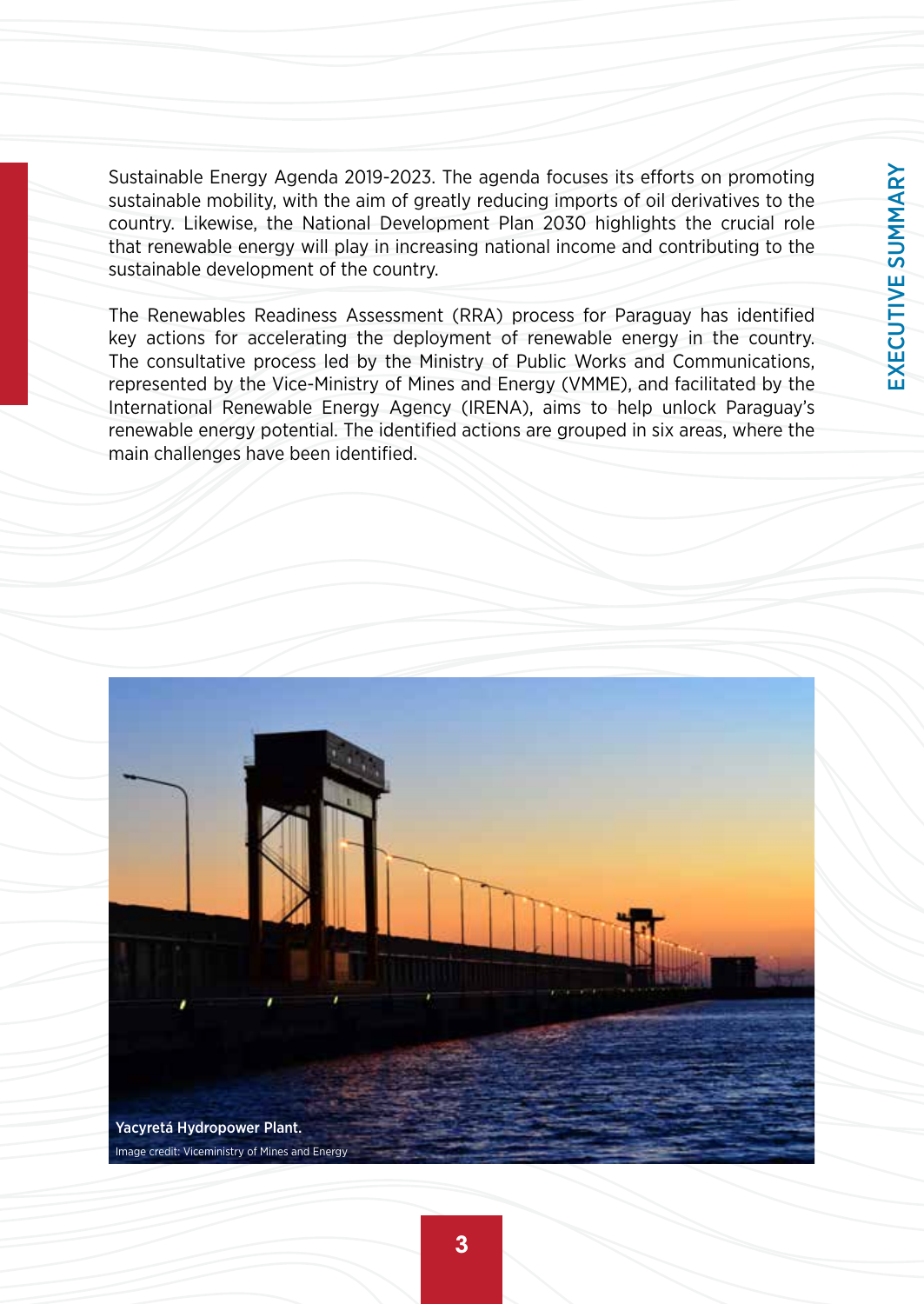Sustainable Energy Agenda 2019-2023. The agenda focuses its efforts on promoting sustainable mobility, with the aim of greatly reducing imports of oil derivatives to the country. Likewise, the National Development Plan 2030 highlights the crucial role that renewable energy will play in increasing national income and contributing to the sustainable development of the country.

The Renewables Readiness Assessment (RRA) process for Paraguay has identified key actions for accelerating the deployment of renewable energy in the country. The consultative process led by the Ministry of Public Works and Communications, represented by the Vice-Ministry of Mines and Energy (VMME), and facilitated by the International Renewable Energy Agency (IRENA), aims to help unlock Paraguay's renewable energy potential. The identified actions are grouped in six areas, where the main challenges have been identified.

**Yacyretá Hydropower Plant.**
Image credit: Viceministry of Mines and Energy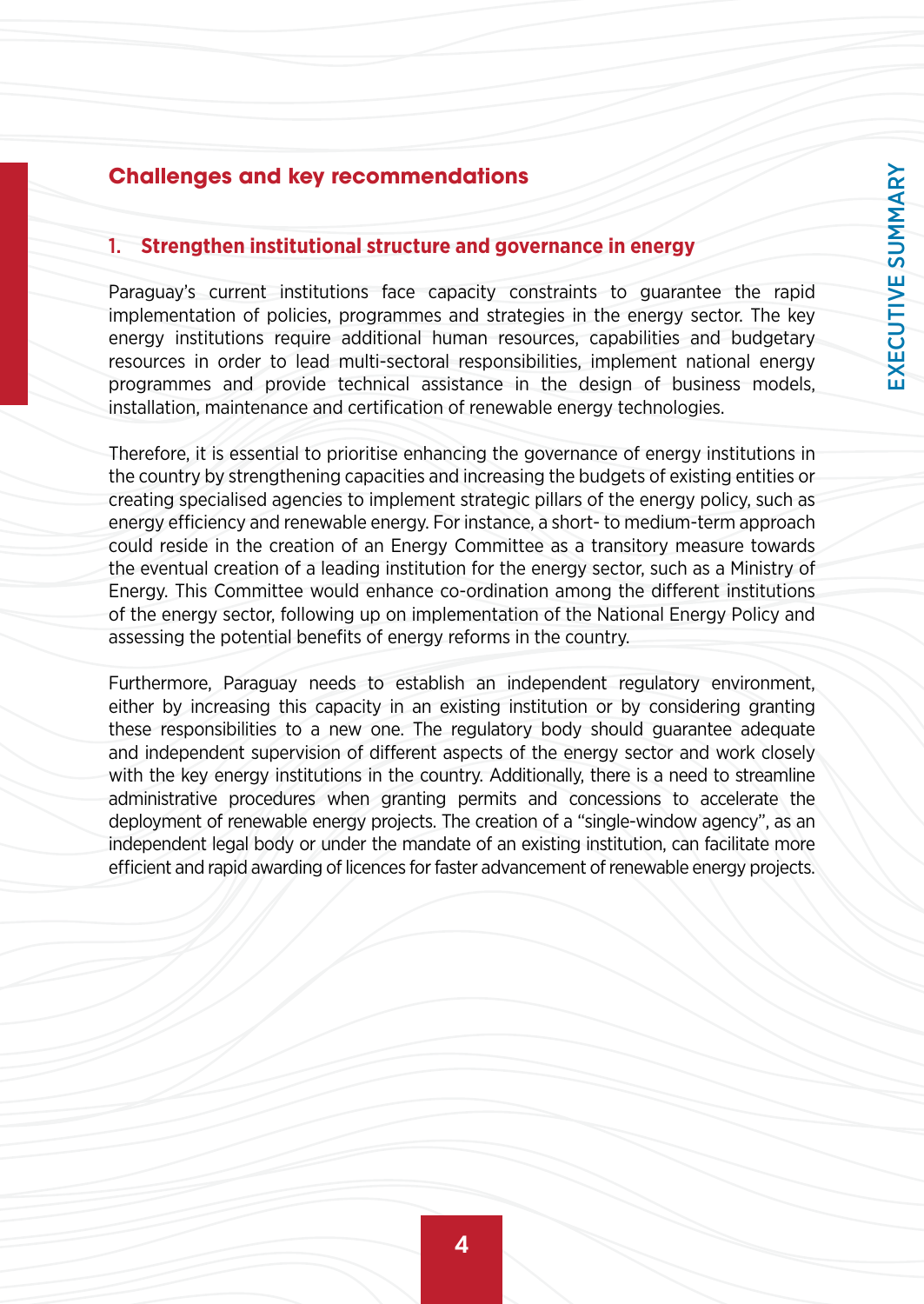## Challenges and key recommendations

### 1. Strengthen institutional structure and governance in energy

Paraguay's current institutions face capacity constraints to guarantee the rapid implementation of policies, programmes and strategies in the energy sector. The key energy institutions require additional human resources, capabilities and budgetary resources in order to lead multi-sectoral responsibilities, implement national energy programmes and provide technical assistance in the design of business models, installation, maintenance and certification of renewable energy technologies.

Therefore, it is essential to prioritise enhancing the governance of energy institutions in the country by strengthening capacities and increasing the budgets of existing entities or creating specialised agencies to implement strategic pillars of the energy policy, such as energy efficiency and renewable energy. For instance, a short- to medium-term approach could reside in the creation of an Energy Committee as a transitory measure towards the eventual creation of a leading institution for the energy sector, such as a Ministry of Energy. This Committee would enhance co-ordination among the different institutions of the energy sector, following up on implementation of the National Energy Policy and assessing the potential benefits of energy reforms in the country.

Furthermore, Paraguay needs to establish an independent regulatory environment, either by increasing this capacity in an existing institution or by considering granting these responsibilities to a new one. The regulatory body should guarantee adequate and independent supervision of different aspects of the energy sector and work closely with the key energy institutions in the country. Additionally, there is a need to streamline administrative procedures when granting permits and concessions to accelerate the deployment of renewable energy projects. The creation of a "single-window agency", as an independent legal body or under the mandate of an existing institution, can facilitate more efficient and rapid awarding of licences for faster advancement of renewable energy projects.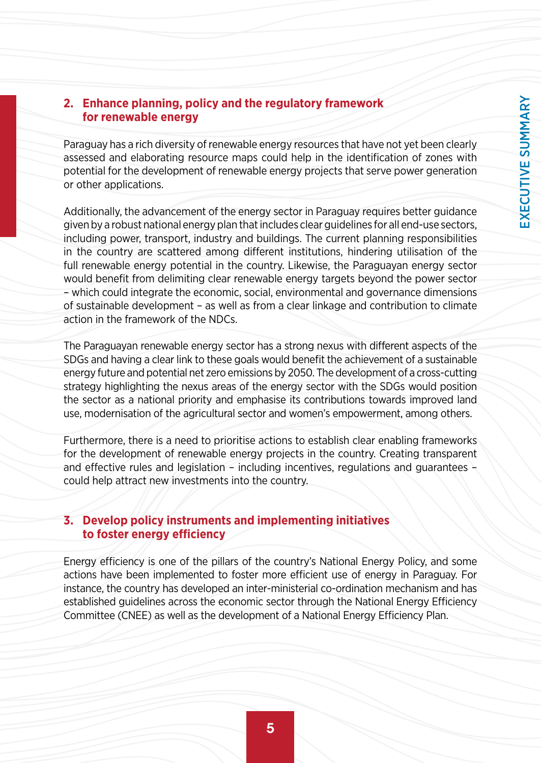## 2. Enhance planning, policy and the regulatory framework for renewable energy

Paraguay has a rich diversity of renewable energy resources that have not yet been clearly assessed and elaborating resource maps could help in the identification of zones with potential for the development of renewable energy projects that serve power generation or other applications.

Additionally, the advancement of the energy sector in Paraguay requires better guidance given by a robust national energy plan that includes clear guidelines for all end-use sectors, including power, transport, industry and buildings. The current planning responsibilities in the country are scattered among different institutions, hindering utilisation of the full renewable energy potential in the country. Likewise, the Paraguayan energy sector would benefit from delimiting clear renewable energy targets beyond the power sector – which could integrate the economic, social, environmental and governance dimensions of sustainable development – as well as from a clear linkage and contribution to climate action in the framework of the NDCs.

The Paraguayan renewable energy sector has a strong nexus with different aspects of the SDGs and having a clear link to these goals would benefit the achievement of a sustainable energy future and potential net zero emissions by 2050. The development of a cross-cutting strategy highlighting the nexus areas of the energy sector with the SDGs would position the sector as a national priority and emphasise its contributions towards improved land use, modernisation of the agricultural sector and women's empowerment, among others.

Furthermore, there is a need to prioritise actions to establish clear enabling frameworks for the development of renewable energy projects in the country. Creating transparent and effective rules and legislation – including incentives, regulations and guarantees – could help attract new investments into the country.

## 3. Develop policy instruments and implementing initiatives to foster energy efficiency

Energy efficiency is one of the pillars of the country's National Energy Policy, and some actions have been implemented to foster more efficient use of energy in Paraguay. For instance, the country has developed an inter-ministerial co-ordination mechanism and has established guidelines across the economic sector through the National Energy Efficiency Committee (CNEE) as well as the development of a National Energy Efficiency Plan.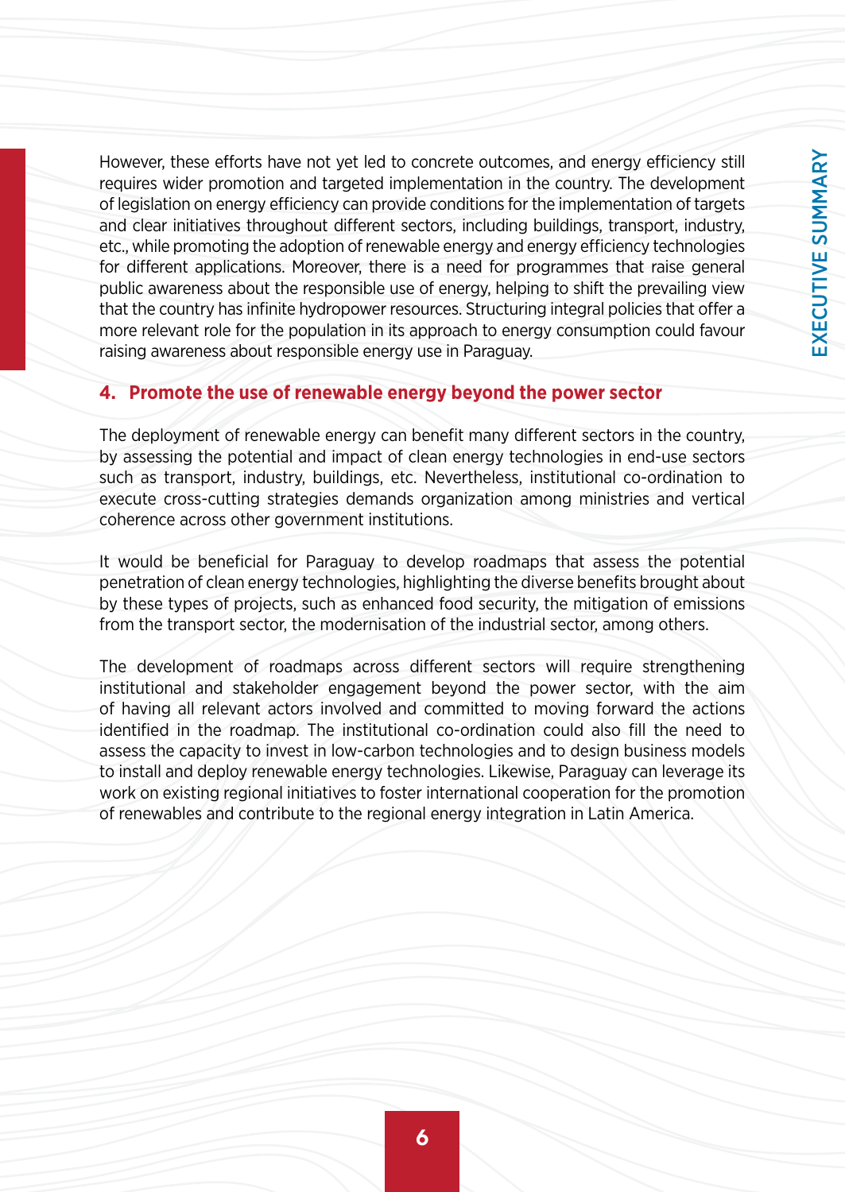However, these efforts have not yet led to concrete outcomes, and energy efficiency still requires wider promotion and targeted implementation in the country. The development of legislation on energy efficiency can provide conditions for the implementation of targets and clear initiatives throughout different sectors, including buildings, transport, industry, etc., while promoting the adoption of renewable energy and energy efficiency technologies for different applications. Moreover, there is a need for programmes that raise general public awareness about the responsible use of energy, helping to shift the prevailing view that the country has infinite hydropower resources. Structuring integral policies that offer a more relevant role for the population in its approach to energy consumption could favour raising awareness about responsible energy use in Paraguay.

### 4. Promote the use of renewable energy beyond the power sector

The deployment of renewable energy can benefit many different sectors in the country, by assessing the potential and impact of clean energy technologies in end-use sectors such as transport, industry, buildings, etc. Nevertheless, institutional co-ordination to execute cross-cutting strategies demands organization among ministries and vertical coherence across other government institutions.

It would be beneficial for Paraguay to develop roadmaps that assess the potential penetration of clean energy technologies, highlighting the diverse benefits brought about by these types of projects, such as enhanced food security, the mitigation of emissions from the transport sector, the modernisation of the industrial sector, among others.

The development of roadmaps across different sectors will require strengthening institutional and stakeholder engagement beyond the power sector, with the aim of having all relevant actors involved and committed to moving forward the actions identified in the roadmap. The institutional co-ordination could also fill the need to assess the capacity to invest in low-carbon technologies and to design business models to install and deploy renewable energy technologies. Likewise, Paraguay can leverage its work on existing regional initiatives to foster international cooperation for the promotion of renewables and contribute to the regional energy integration in Latin America.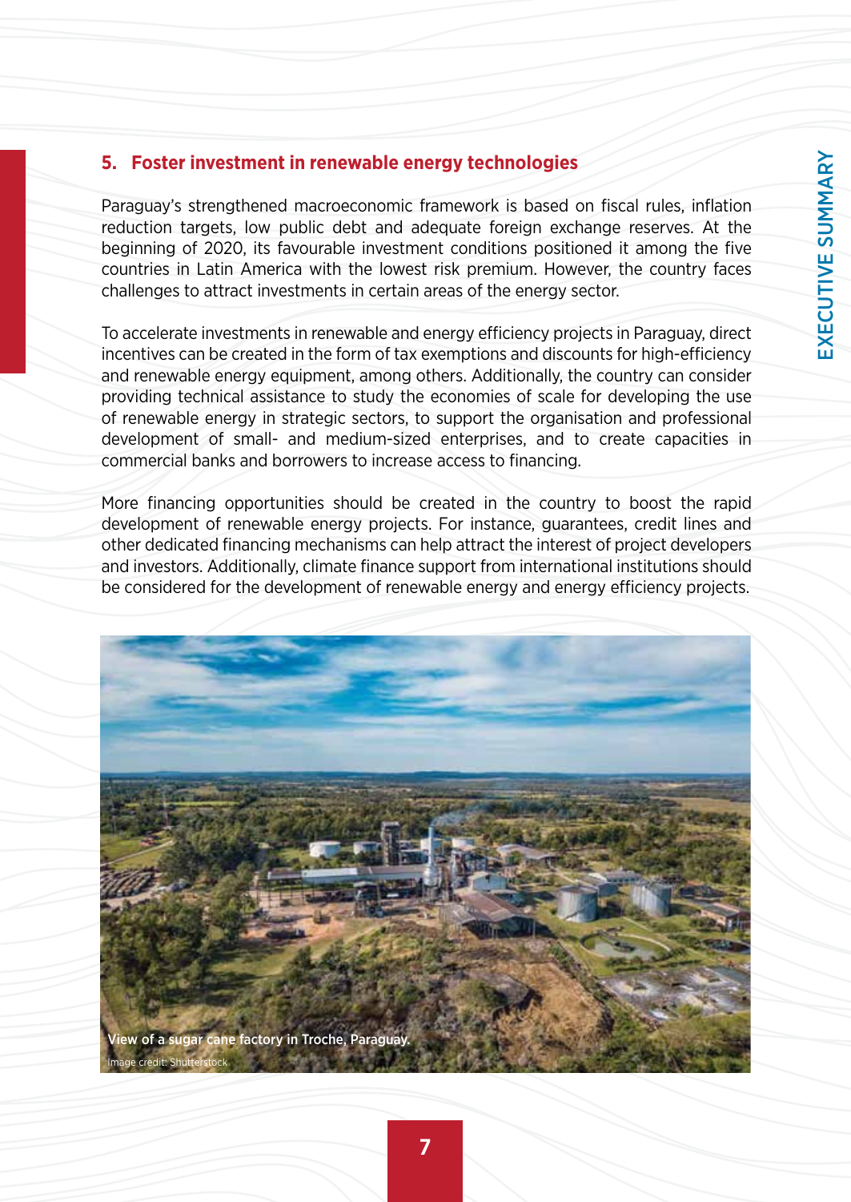## 5. Foster investment in renewable energy technologies

Paraguay's strengthened macroeconomic framework is based on fiscal rules, inflation reduction targets, low public debt and adequate foreign exchange reserves. At the beginning of 2020, its favourable investment conditions positioned it among the five countries in Latin America with the lowest risk premium. However, the country faces challenges to attract investments in certain areas of the energy sector.

To accelerate investments in renewable and energy efficiency projects in Paraguay, direct incentives can be created in the form of tax exemptions and discounts for high-efficiency and renewable energy equipment, among others. Additionally, the country can consider providing technical assistance to study the economies of scale for developing the use of renewable energy in strategic sectors, to support the organisation and professional development of small- and medium-sized enterprises, and to create capacities in commercial banks and borrowers to increase access to financing.

More financing opportunities should be created in the country to boost the rapid development of renewable energy projects. For instance, guarantees, credit lines and other dedicated financing mechanisms can help attract the interest of project developers and investors. Additionally, climate finance support from international institutions should be considered for the development of renewable energy and energy efficiency projects.

**View of a sugar cane factory in Troche, Paraguay.**

Image credit: Shutterstock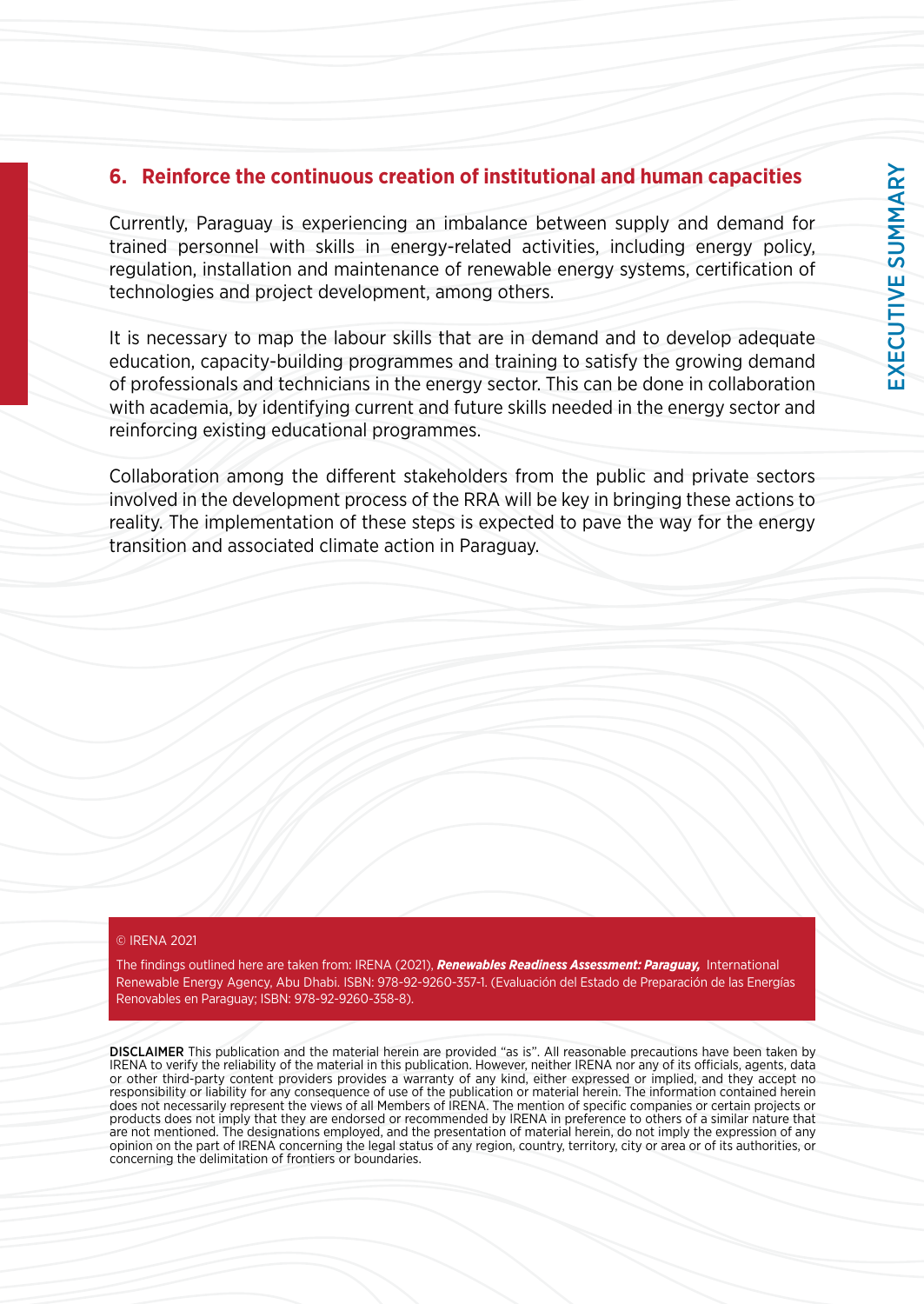### 6. Reinforce the continuous creation of institutional and human capacities

Currently, Paraguay is experiencing an imbalance between supply and demand for trained personnel with skills in energy-related activities, including energy policy, regulation, installation and maintenance of renewable energy systems, certification of technologies and project development, among others.

It is necessary to map the labour skills that are in demand and to develop adequate education, capacity-building programmes and training to satisfy the growing demand of professionals and technicians in the energy sector. This can be done in collaboration with academia, by identifying current and future skills needed in the energy sector and reinforcing existing educational programmes.

Collaboration among the different stakeholders from the public and private sectors involved in the development process of the RRA will be key in bringing these actions to reality. The implementation of these steps is expected to pave the way for the energy transition and associated climate action in Paraguay.

© IRENA 2021

The findings outlined here are taken from: IRENA (2021), ***Renewables Readiness Assessment: Paraguay,*** International Renewable Energy Agency, Abu Dhabi. ISBN: 978-92-9260-357-1. (Evaluación del Estado de Preparación de las Energías Renovables en Paraguay; ISBN: 978-92-9260-358-8).

DISCLAIMER This publication and the material herein are provided "as is". All reasonable precautions have been taken by IRENA to verify the reliability of the material in this publication. However, neither IRENA nor any of its officials, agents, data or other third-party content providers provides a warranty of any kind, either expressed or implied, and they accept no responsibility or liability for any consequence of use of the publication or material herein. The information contained herein does not necessarily represent the views of all Members of IRENA. The mention of specific companies or certain projects or products does not imply that they are endorsed or recommended by IRENA in preference to others of a similar nature that are not mentioned. The designations employed, and the presentation of material herein, do not imply the expression of any opinion on the part of IRENA concerning the legal status of any region, country, territory, city or area or of its authorities, or concerning the delimitation of frontiers or boundaries.